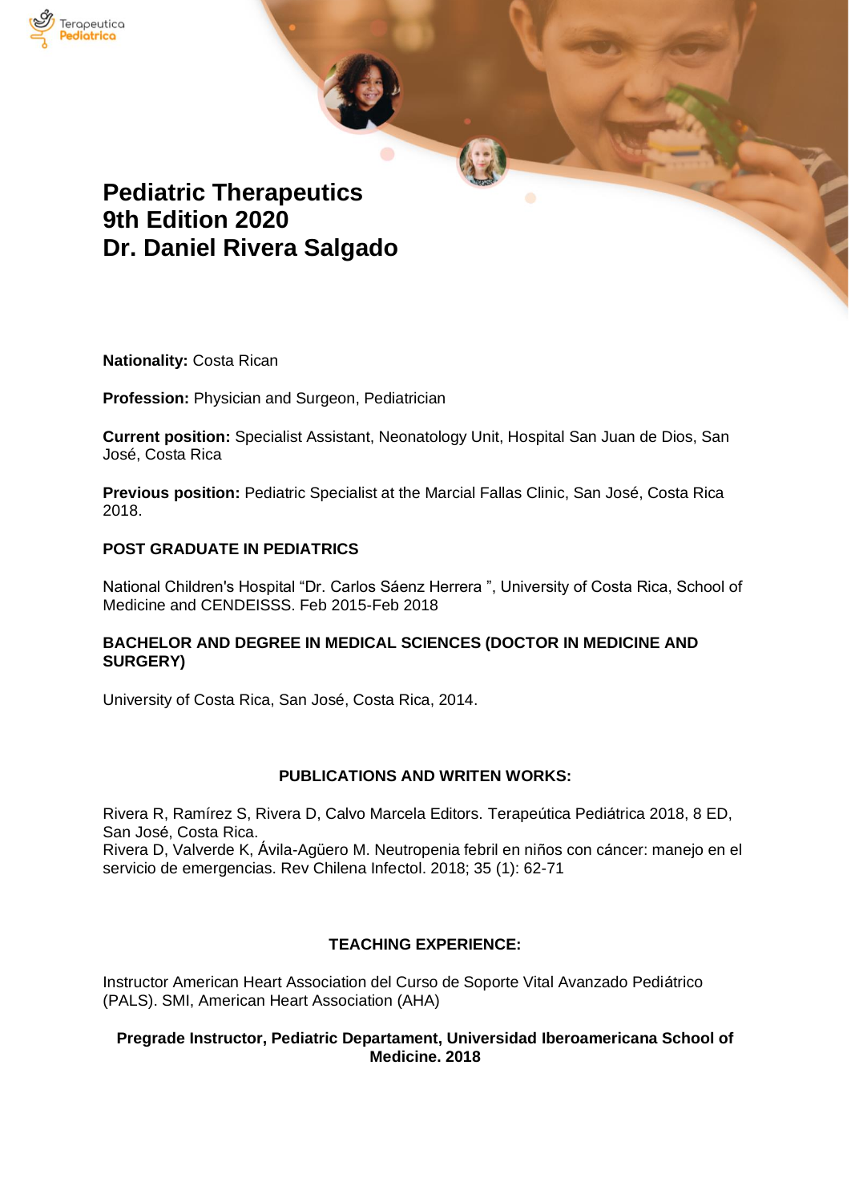# Pediatric Therapeutics 9th Edition 2020 Dr. Daniel Rivera Salgado

**Nationality:** Costa Rican

**Profession:** Physician and Surgeon, Pediatrician

**Current position:** Specialist Assistant, Neonatology Unit, Hospital San Juan de Dios, San José, Costa Rica

**Previous position:** Pediatric Specialist at the Marcial Fallas Clinic, San José, Costa Rica 2018.

**POST GRADUATE IN PEDIATRICS**

National Children's Hospital "Dr. Carlos Sáenz Herrera ", University of Costa Rica, School of Medicine and CENDEISSS. Feb 2015-Feb 2018

**BACHELOR AND DEGREE IN MEDICAL SCIENCES (DOCTOR IN MEDICINE AND SURGERY)**

University of Costa Rica, San José, Costa Rica, 2014.

**PUBLICATIONS AND WRITEN WORKS:**

Rivera R, Ramírez S, Rivera D, Calvo Marcela Editors. Terapeútica Pediátrica 2018, 8 ED, San José, Costa Rica.
Rivera D, Valverde K, Ávila-Agüero M. Neutropenia febril en niños con cáncer: manejo en el servicio de emergencias. Rev Chilena Infectol. 2018; 35 (1): 62-71

**TEACHING EXPERIENCE:**

Instructor American Heart Association del Curso de Soporte Vital Avanzado Pediátrico (PALS). SMI, American Heart Association (AHA)

**Pregrade Instructor, Pediatric Departament, Universidad Iberoamericana School of Medicine. 2018**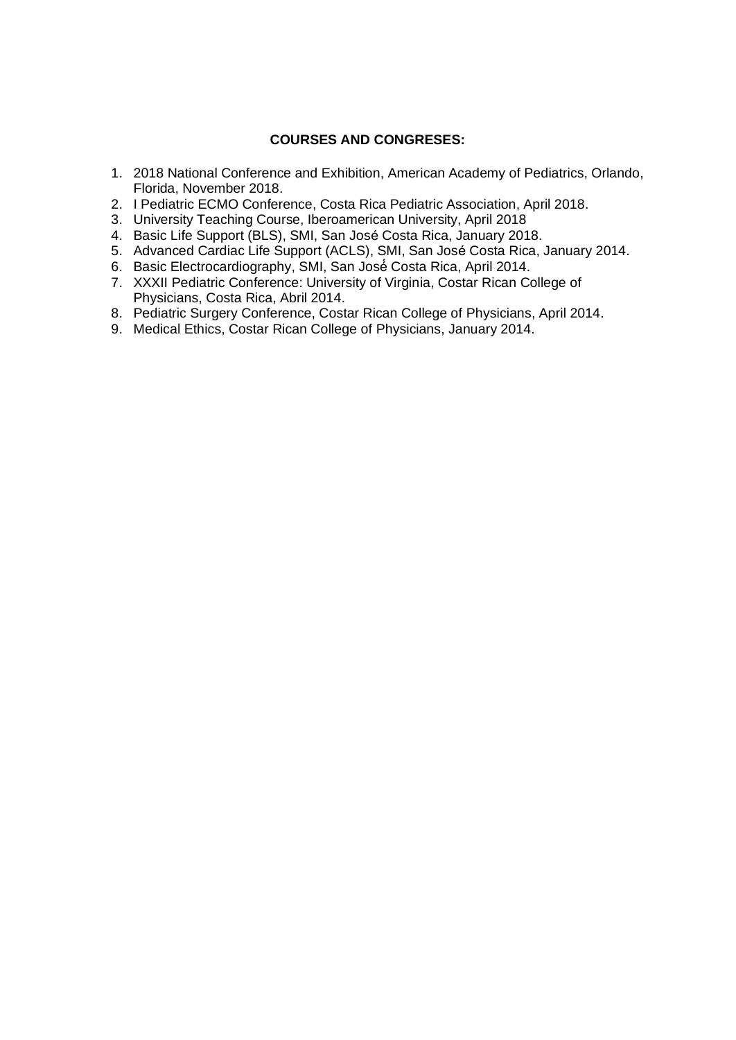**COURSES AND CONGRESES:**

1. 2018 National Conference and Exhibition, American Academy of Pediatrics, Orlando, Florida, November 2018.
2. I Pediatric ECMO Conference, Costa Rica Pediatric Association, April 2018.
3. University Teaching Course, Iberoamerican University, April 2018
4. Basic Life Support (BLS), SMI, San José Costa Rica, January 2018.
5. Advanced Cardiac Life Support (ACLS), SMI, San José Costa Rica, January 2014.
6. Basic Electrocardiography, SMI, San José Costa Rica, April 2014.
7. XXXII Pediatric Conference: University of Virginia, Costar Rican College of Physicians, Costa Rica, Abril 2014.
8. Pediatric Surgery Conference, Costar Rican College of Physicians, April 2014.
9. Medical Ethics, Costar Rican College of Physicians, January 2014.